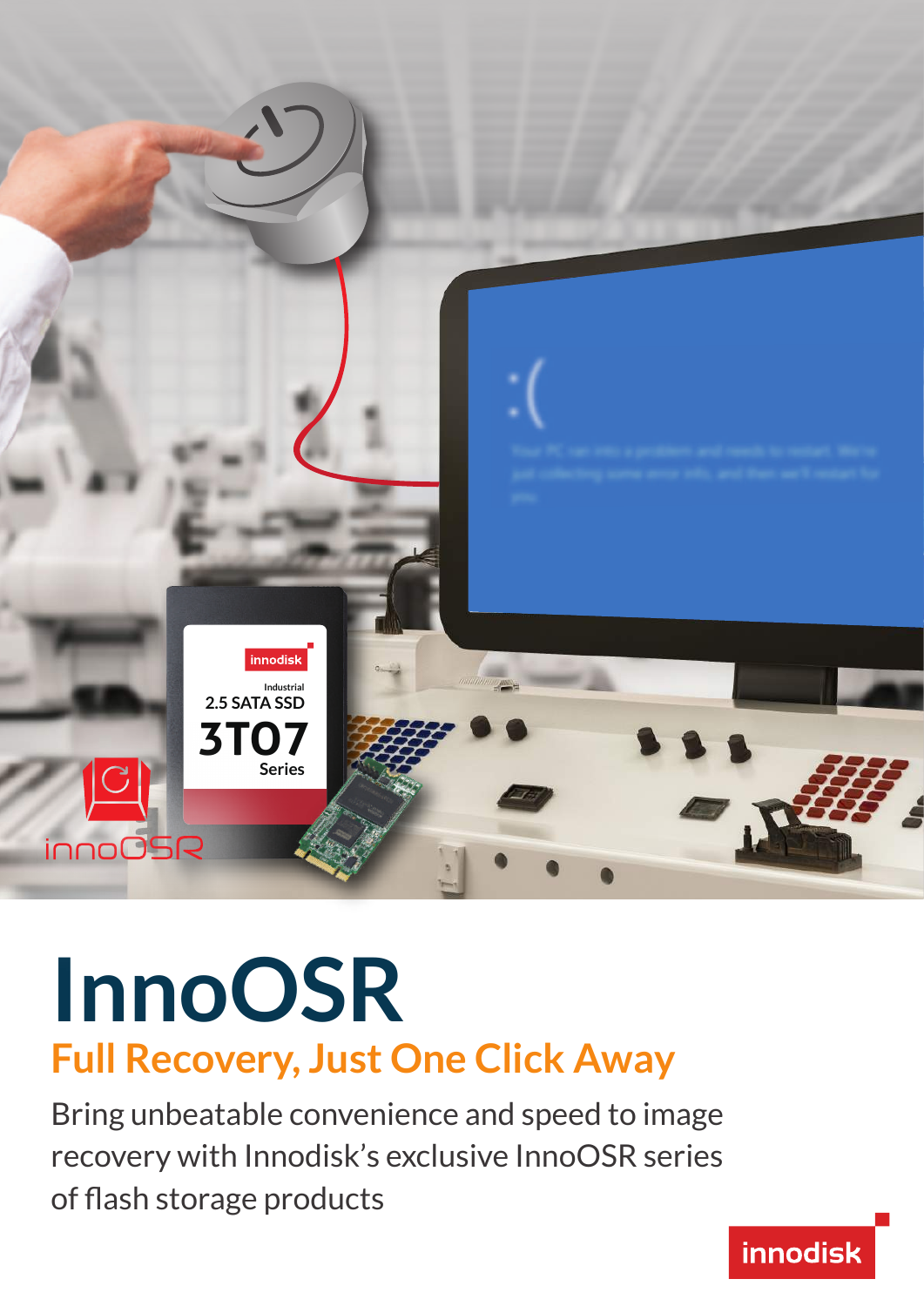# InnoOSR

## Full Recovery, Just One Click Away

Bring unbeatable convenience and speed to image recovery with Innodisk's exclusive InnoOSR series of flash storage products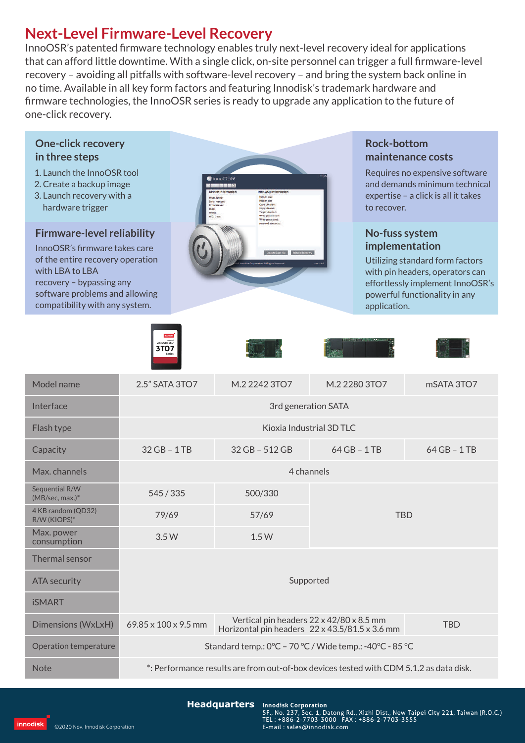## Next-Level Firmware-Level Recovery

InnoOSR's patented firmware technology enables truly next-level recovery ideal for applications that can afford little downtime. With a single click, on-site personnel can trigger a full firmware-level recovery – avoiding all pitfalls with software-level recovery – and bring the system back online in no time. Available in all key form factors and featuring Innodisk's trademark hardware and firmware technologies, the InnoOSR series is ready to upgrade any application to the future of one-click recovery.

### One-click recovery in three steps

1. Launch the InnoOSR tool
2. Create a backup image
3. Launch recovery with a hardware trigger

### Firmware-level reliability

InnoOSR's firmware takes care of the entire recovery operation with LBA to LBA recovery – bypassing any software problems and allowing compatibility with any system.

### Rock-bottom maintenance costs

Requires no expensive software and demands minimum technical expertise – a click is all it takes to recover.

### No-fuss system implementation

Utilizing standard form factors with pin headers, operators can effortlessly implement InnoOSR's powerful functionality in any application.

| Model name | 2.5" SATA 3TO7 | M.2 2242 3TO7 | M.2 2280 3TO7 | mSATA 3TO7 |
|---|---|---|---|---|
| Interface | 3rd generation SATA | | | |
| Flash type | Kioxia Industrial 3D TLC | | | |
| Capacity | 32 GB – 1 TB | 32 GB – 512 GB | 64 GB – 1 TB | 64 GB – 1 TB |
| Max. channels | 4 channels | | | |
| Sequential R/W (MB/sec, max.)* | 545 / 335 | 500/330 | TBD | |
| 4 KB random (QD32) R/W (KIOPS)* | 79/69 | 57/69 | TBD | |
| Max. power consumption | 3.5 W | 1.5 W | TBD | |
| Thermal sensor | Supported | | | |
| ATA security | Supported | | | |
| iSMART | Supported | | | |
| Dimensions (WxLxH) | 69.85 x 100 x 9.5 mm | Vertical pin headers 22 x 42/80 x 8.5 mm<br>Horizontal pin headers 22 x 43.5/81.5 x 3.6 mm | | TBD |
| Operation temperature | Standard temp.: 0°C – 70 °C / Wide temp.: -40°C - 85 °C | | | |
| Note | *: Performance results are from out-of-box devices tested with CDM 5.1.2 as data disk. | | | |

**Headquarters**

**Innodisk Corporation**
5F., No. 237, Sec. 1, Datong Rd., Xizhi Dist., New Taipei City 221, Taiwan (R.O.C.)
TEL : +886-2-7703-3000 FAX : +886-2-7703-3555
E-mail : sales@innodisk.com

©2020 Nov. Innodisk Corporation